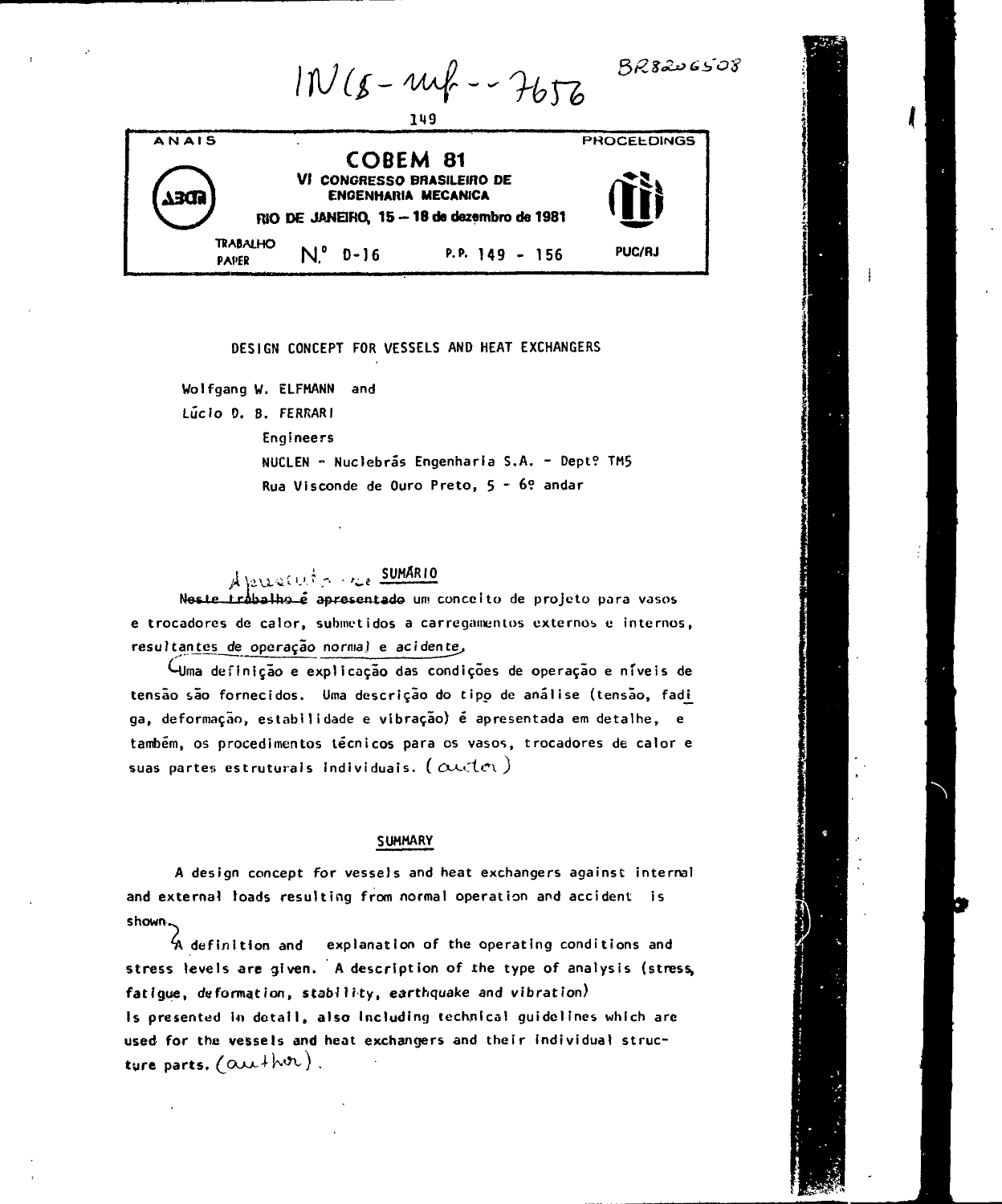INIS-mf--7656 BR8206508

| ANAIS | COBEM 81 | PROCEEDINGS |
| --- | --- | --- |
| | VI CONGRESSO BRASILEIRO DE ENGENHARIA MECANICA | |
| | RIO DE JANEIRO, 15 — 18 de dezembro de 1981 | |
| TRABALHO PAPER | N.° D-16 P.P. 149 - 156 | PUC/RJ |

# DESIGN CONCEPT FOR VESSELS AND HEAT EXCHANGERS

Wolfgang W. ELFMANN and

Lúcio D. B. FERRARI

Engineers

NUCLEN - Nuclebrás Engenharia S.A. - Deptº TM5

Rua Visconde de Ouro Preto, 5 - 6º andar

## SUMÁRIO

Neste trabalho é apresentado um conceito de projeto para vasos e trocadores de calor, submetidos a carregamentos externos e internos, resultantes de operação normal e acidente.

Uma definição e explicação das condições de operação e níveis de tensão são fornecidos. Uma descrição do tipo de análise (tensão, fadiga, deformação, estabilidade e vibração) é apresentada em detalhe, e também, os procedimentos técnicos para os vasos, trocadores de calor e suas partes estruturais individuais. (autor)

## SUMMARY

A design concept for vessels and heat exchangers against internal and external loads resulting from normal operation and accident is shown.

A definition and explanation of the operating conditions and stress levels are given. A description of the type of analysis (stress, fatigue, deformation, stability, earthquake and vibration) is presented in detail, also including technical guidelines which are used for the vessels and heat exchangers and their individual structure parts. (author).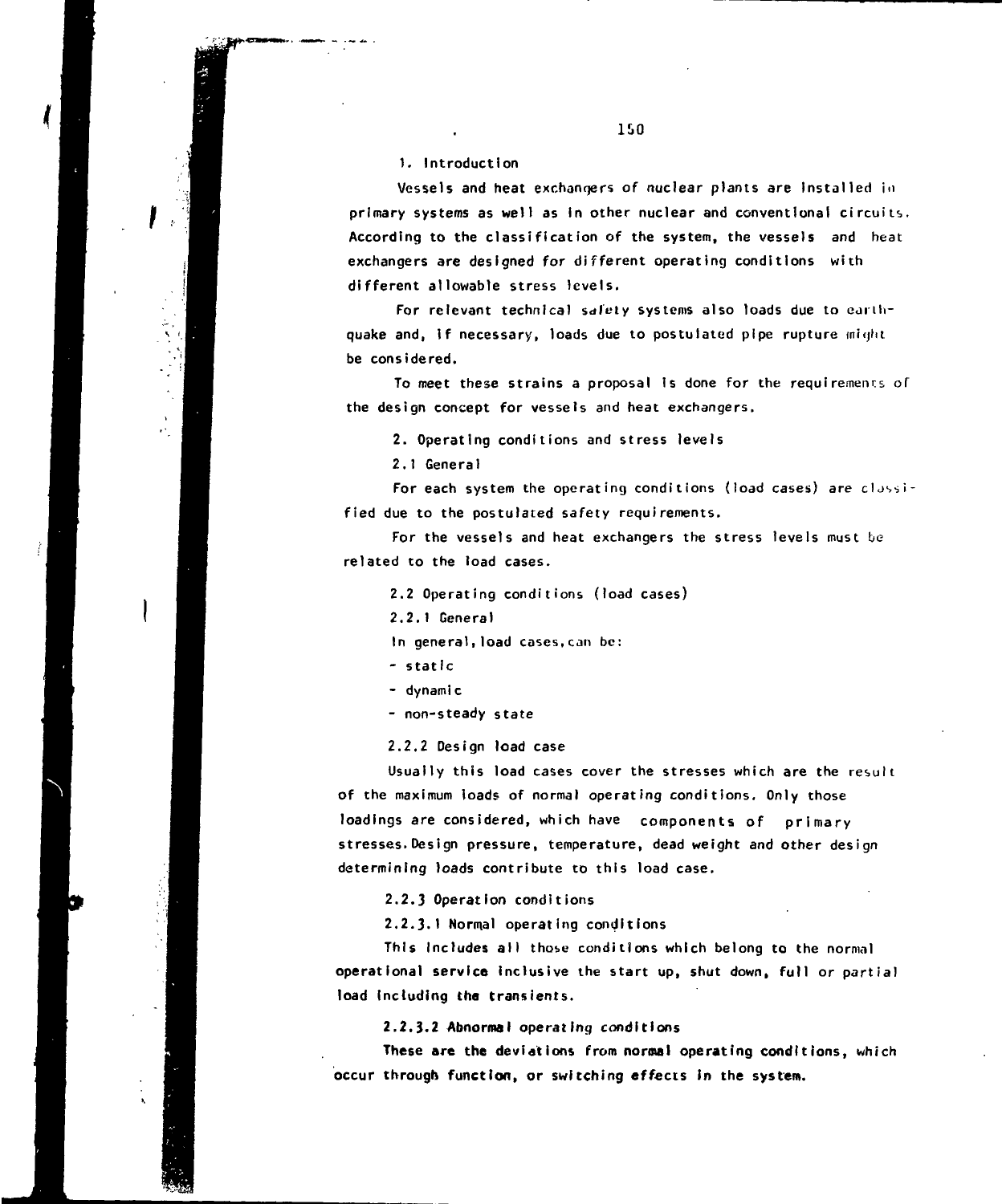## 1. Introduction

Vessels and heat exchangers of nuclear plants are installed in primary systems as well as in other nuclear and conventional circuits. According to the classification of the system, the vessels and heat exchangers are designed for different operating conditions with different allowable stress levels.

For relevant technical safety systems also loads due to earthquake and, if necessary, loads due to postulated pipe rupture might be considered.

To meet these strains a proposal is done for the requirements of the design concept for vessels and heat exchangers.

## 2. Operating conditions and stress levels

### 2.1 General

For each system the operating conditions (load cases) are classified due to the postulated safety requirements.

For the vessels and heat exchangers the stress levels must be related to the load cases.

### 2.2 Operating conditions (load cases)

#### 2.2.1 General

In general, load cases, can be:

- static
- dynamic
- non-steady state

#### 2.2.2 Design load case

Usually this load cases cover the stresses which are the result of the maximum loads of normal operating conditions. Only those loadings are considered, which have components of primary stresses. Design pressure, temperature, dead weight and other design determining loads contribute to this load case.

#### 2.2.3 Operation conditions

##### 2.2.3.1 Normal operating conditions

This includes all those conditions which belong to the normal operational service inclusive the start up, shut down, full or partial load including the transients.

##### 2.2.3.2 Abnormal operating conditions

These are the deviations from normal operating conditions, which occur through function, or switching effects in the system.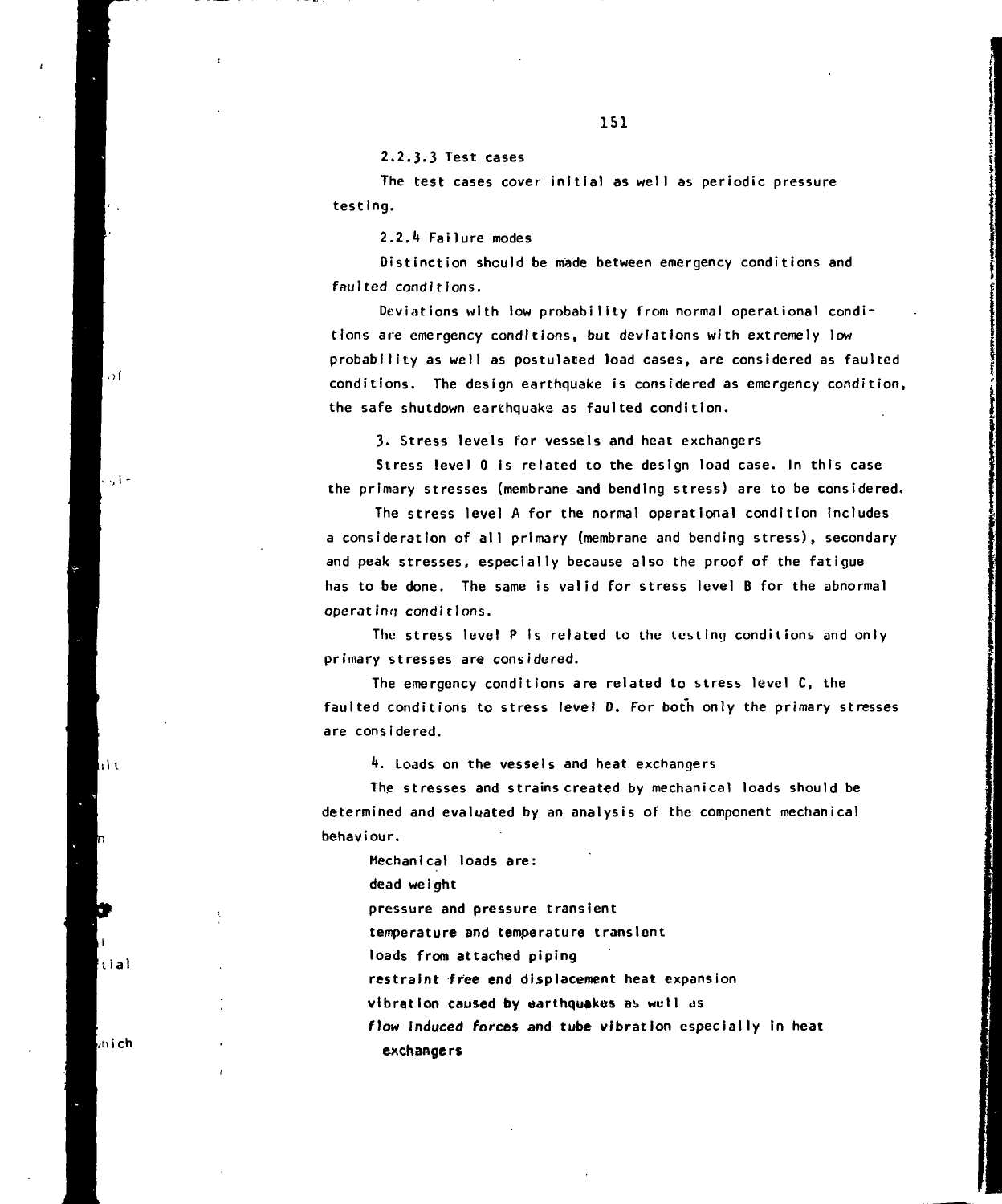#### 2.2.3.3 Test cases

The test cases cover initial as well as periodic pressure testing.

#### 2.2.4 Failure modes

Distinction should be made between emergency conditions and faulted conditions.

Deviations with low probability from normal operational conditions are emergency conditions, but deviations with extremely low probability as well as postulated load cases, are considered as faulted conditions. The design earthquake is considered as emergency condition, the safe shutdown earthquake as faulted condition.

## 3. Stress levels for vessels and heat exchangers

Stress level 0 is related to the design load case. In this case the primary stresses (membrane and bending stress) are to be considered.

The stress level A for the normal operational condition includes a consideration of all primary (membrane and bending stress), secondary and peak stresses, especially because also the proof of the fatigue has to be done. The same is valid for stress level B for the abnormal operating conditions.

The stress level P is related to the testing conditions and only primary stresses are considered.

The emergency conditions are related to stress level C, the faulted conditions to stress level D. For both only the primary stresses are considered.

## 4. Loads on the vessels and heat exchangers

The stresses and strains created by mechanical loads should be determined and evaluated by an analysis of the component mechanical behaviour.

Mechanical loads are:

- dead weight
- pressure and pressure transient
- temperature and temperature transient
- loads from attached piping
- restraint free end displacement heat expansion
- vibration caused by earthquakes as well as
- flow induced forces and tube vibration especially in heat exchangers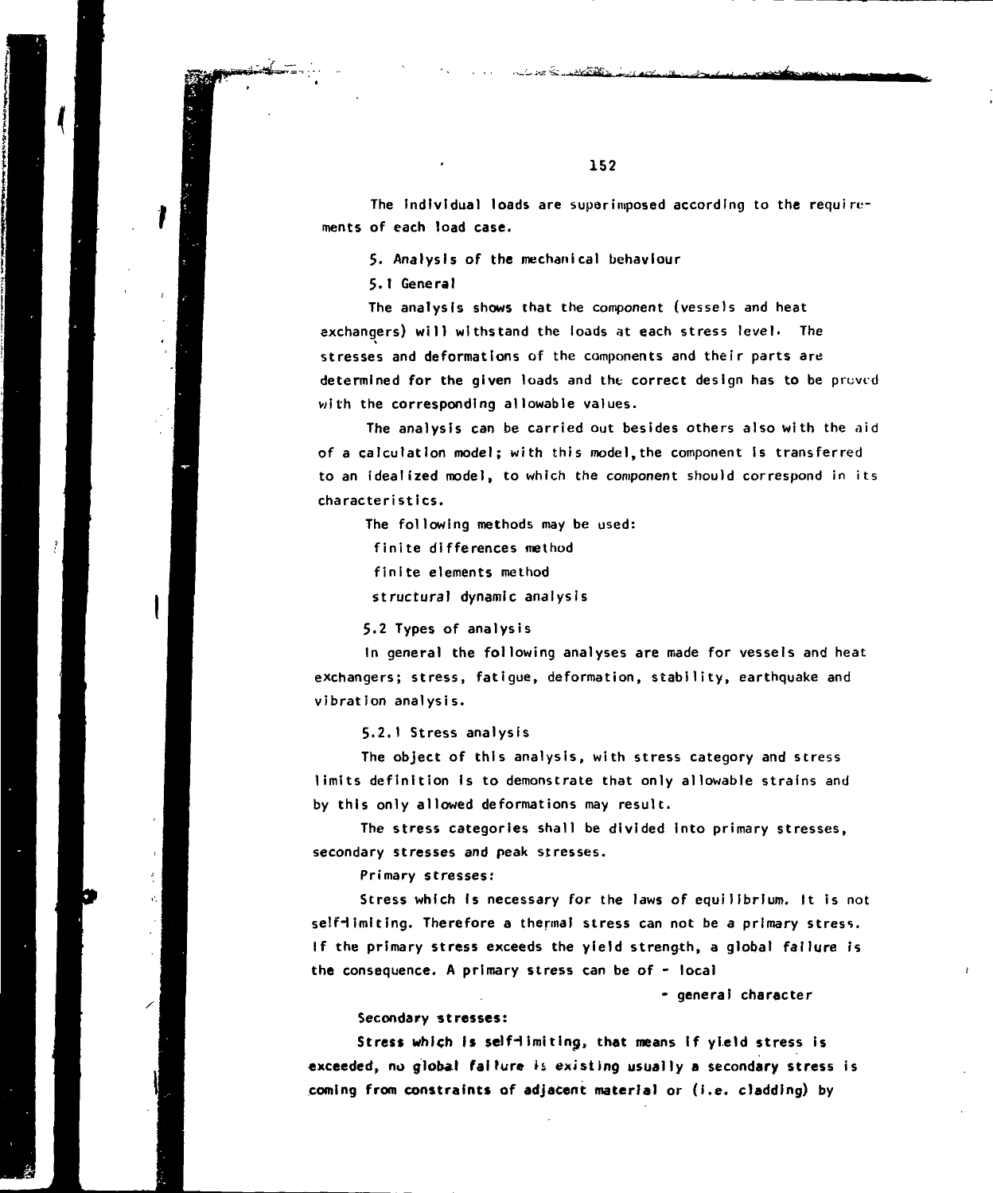The individual loads are superimposed according to the requirements of each load case.

## 5. Analysis of the mechanical behaviour

### 5.1 General

The analysis shows that the component (vessels and heat exchangers) will withstand the loads at each stress level. The stresses and deformations of the components and their parts are determined for the given loads and the correct design has to be proved with the corresponding allowable values.

The analysis can be carried out besides others also with the aid of a calculation model; with this model, the component is transferred to an idealized model, to which the component should correspond in its characteristics.

The following methods may be used:

- finite differences method
- finite elements method
- structural dynamic analysis

### 5.2 Types of analysis

In general the following analyses are made for vessels and heat exchangers; stress, fatigue, deformation, stability, earthquake and vibration analysis.

#### 5.2.1 Stress analysis

The object of this analysis, with stress category and stress limits definition is to demonstrate that only allowable strains and by this only allowed deformations may result.

The stress categories shall be divided into primary stresses, secondary stresses and peak stresses.

Primary stresses:

Stress which is necessary for the laws of equilibrium. It is not self-limiting. Therefore a thermal stress can not be a primary stress. If the primary stress exceeds the yield strength, a global failure is the consequence. A primary stress can be of - local
- general character

Secondary stresses:

Stress which is self-limiting, that means if yield stress is exceeded, no global failure is existing usually a secondary stress is coming from constraints of adjacent material or (i.e. cladding) by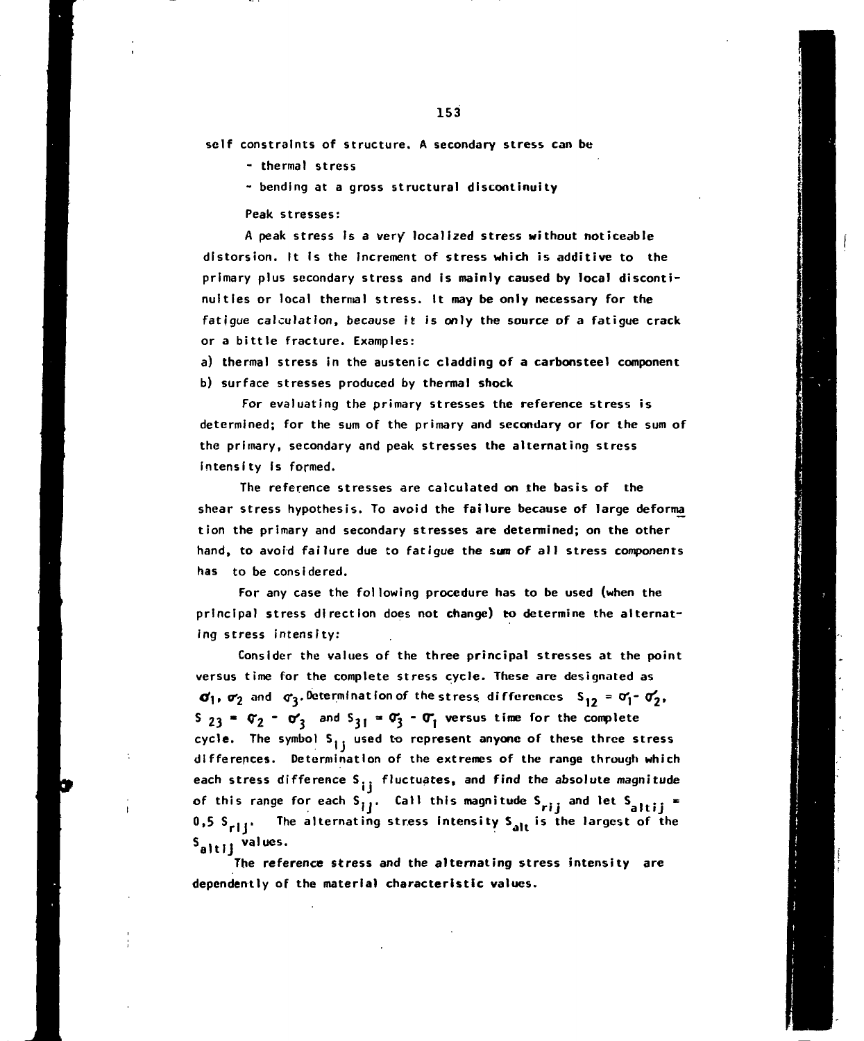self constraints of structure. A secondary stress can be

- thermal stress
- bending at a gross structural discontinuity

Peak stresses:

A peak stress is a very localized stress without noticeable distorsion. It is the increment of stress which is additive to the primary plus secondary stress and is mainly caused by local discontinuities or local thermal stress. It may be only necessary for the fatigue calculation, because it is only the source of a fatigue crack or a bittle fracture. Examples:

a) thermal stress in the austenic cladding of a carbonsteel component
b) surface stresses produced by thermal shock

For evaluating the primary stresses the reference stress is determined; for the sum of the primary and secondary or for the sum of the primary, secondary and peak stresses the alternating stress intensity is formed.

The reference stresses are calculated on the basis of the shear stress hypothesis. To avoid the failure because of large deformation the primary and secondary stresses are determined; on the other hand, to avoid failure due to fatigue the sum of all stress components has to be considered.

For any case the following procedure has to be used (when the principal stress direction does not change) to determine the alternating stress intensity:

Consider the values of the three principal stresses at the point versus time for the complete stress cycle. These are designated as $\sigma_1$, $\sigma_2$ and $\sigma_3$. Determination of the stress differences $S_{12} = \sigma_1 - \sigma_2$, $S_{23} = \sigma_2 - \sigma_3$ and $S_{31} = \sigma_3 - \sigma_1$ versus time for the complete cycle. The symbol $S_{ij}$ used to represent anyone of these three stress differences. Determination of the extremes of the range through which each stress difference $S_{ij}$ fluctuates, and find the absolute magnitude of this range for each $S_{ij}$. Call this magnitude $S_{rij}$ and let $S_{altij} = 0{,}5\ S_{rij}$. The alternating stress intensity $S_{alt}$ is the largest of the $S_{altij}$ values.

The reference stress and the alternating stress intensity are dependently of the material characteristic values.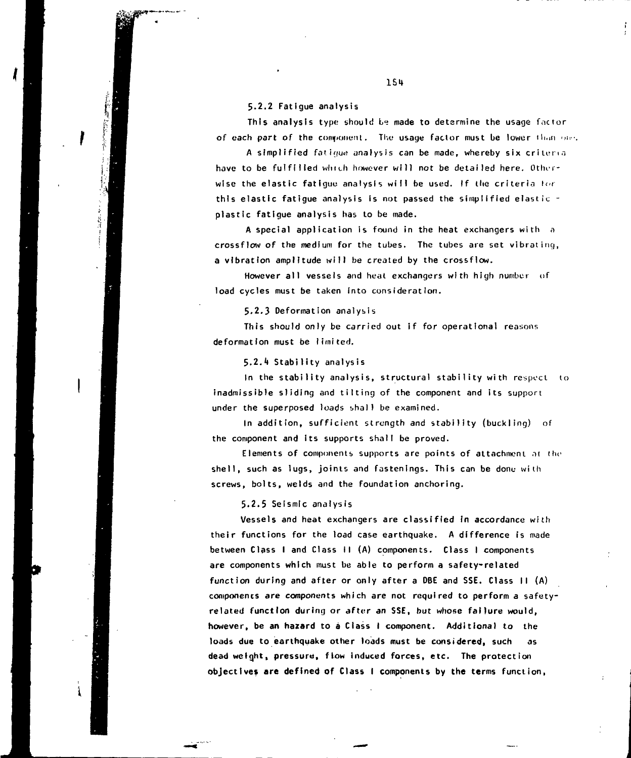### 5.2.2 Fatigue analysis

This analysis type should be made to determine the usage factor of each part of the component. The usage factor must be lower than one.

A simplified fatigue analysis can be made, whereby six criteria have to be fulfilled which however will not be detailed here. Otherwise the elastic fatigue analysis will be used. If the criteria for this elastic fatigue analysis is not passed the simplified elastic - plastic fatigue analysis has to be made.

A special application is found in the heat exchangers with a crossflow of the medium for the tubes. The tubes are set vibrating, a vibration amplitude will be created by the crossflow.

However all vessels and heat exchangers with high number of load cycles must be taken into consideration.

### 5.2.3 Deformation analysis

This should only be carried out if for operational reasons deformation must be limited.

### 5.2.4 Stability analysis

In the stability analysis, structural stability with respect to inadmissible sliding and tilting of the component and its support under the superposed loads shall be examined.

In addition, sufficient strength and stability (buckling) of the component and its supports shall be proved.

Elements of components supports are points of attachment at the shell, such as lugs, joints and fastenings. This can be done with screws, bolts, welds and the foundation anchoring.

### 5.2.5 Seismic analysis

Vessels and heat exchangers are classified in accordance with their functions for the load case earthquake. A difference is made between Class I and Class II (A) components. Class I components are components which must be able to perform a safety-related function during and after or only after a DBE and SSE. Class II (A) components are components which are not required to perform a safety-related function during or after an SSE, but whose failure would, however, be an hazard to a Class I component. Additional to the loads due to earthquake other loads must be considered, such as dead weight, pressure, flow induced forces, etc. The protection objectives are defined of Class I components by the terms function,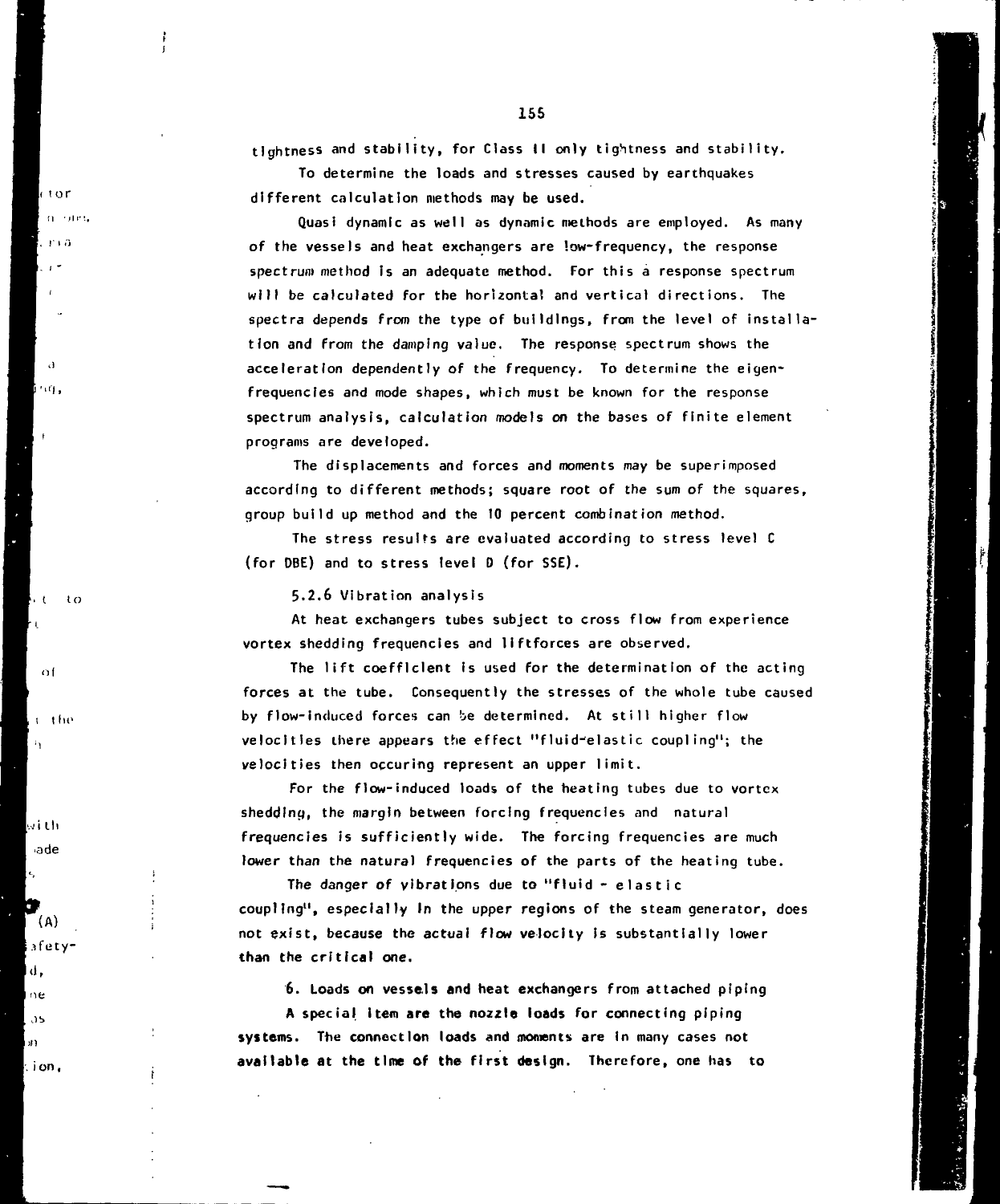tightness and stability, for Class II only tightness and stability.

To determine the loads and stresses caused by earthquakes different calculation methods may be used.

Quasi dynamic as well as dynamic methods are employed. As many of the vessels and heat exchangers are low-frequency, the response spectrum method is an adequate method. For this a response spectrum will be calculated for the horizontal and vertical directions. The spectra depends from the type of buildings, from the level of installation and from the damping value. The response spectrum shows the acceleration dependently of the frequency. To determine the eigenfrequencies and mode shapes, which must be known for the response spectrum analysis, calculation models on the bases of finite element programs are developed.

The displacements and forces and moments may be superimposed according to different methods; square root of the sum of the squares, group build up method and the 10 percent combination method.

The stress results are evaluated according to stress level C (for DBE) and to stress level D (for SSE).

### 5.2.6 Vibration analysis

At heat exchangers tubes subject to cross flow from experience vortex shedding frequencies and liftforces are observed.

The lift coefficient is used for the determination of the acting forces at the tube. Consequently the stresses of the whole tube caused by flow-induced forces can be determined. At still higher flow velocities there appears the effect "fluid-elastic coupling"; the velocities then occuring represent an upper limit.

For the flow-induced loads of the heating tubes due to vortex shedding, the margin between forcing frequencies and natural frequencies is sufficiently wide. The forcing frequencies are much lower than the natural frequencies of the parts of the heating tube.

The danger of vibrations due to "fluid - elastic coupling", especially in the upper regions of the steam generator, does not exist, because the actual flow velocity is substantially lower than the critical one.

## 6. Loads on vessels and heat exchangers from attached piping

A special item are the nozzle loads for connecting piping systems. The connection loads and moments are in many cases not available at the time of the first design. Therefore, one has to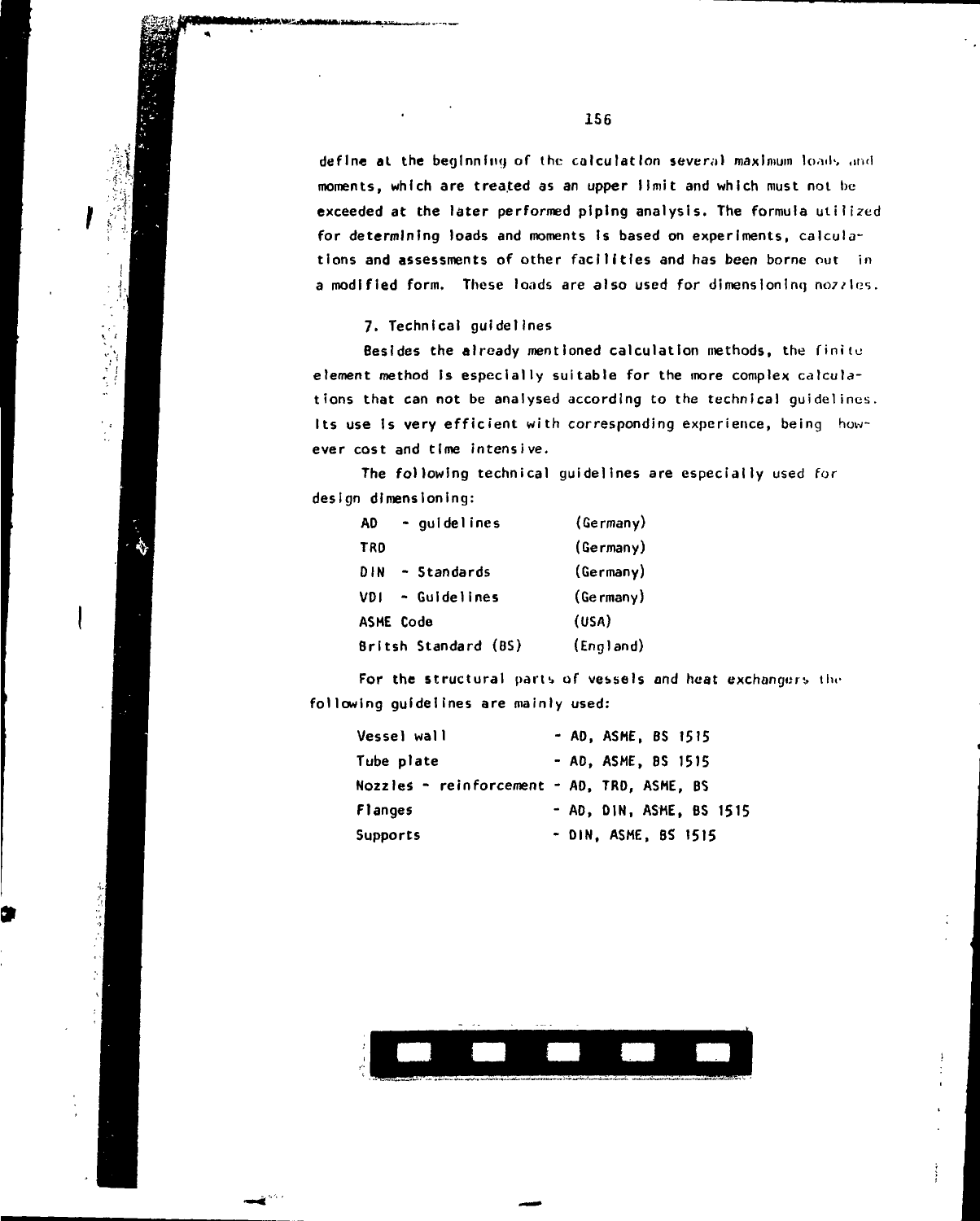define at the beginning of the calculation several maximum loads and moments, which are treated as an upper limit and which must not be exceeded at the later performed piping analysis. The formula utilized for determining loads and moments is based on experiments, calculations and assessments of other facilities and has been borne out in a modified form. These loads are also used for dimensioning nozzles.

## 7. Technical guidelines

Besides the already mentioned calculation methods, the finite element method is especially suitable for the more complex calculations that can not be analysed according to the technical guidelines. Its use is very efficient with corresponding experience, being however cost and time intensive.

The following technical guidelines are especially used for design dimensioning:

| | |
|---|---|
| AD - guidelines | (Germany) |
| TRD | (Germany) |
| DIN - Standards | (Germany) |
| VDI - Guidelines | (Germany) |
| ASME Code | (USA) |
| Britsh Standard (BS) | (England) |

For the structural parts of vessels and heat exchangers the following guidelines are mainly used:

| | |
|---|---|
| Vessel wall | - AD, ASME, BS 1515 |
| Tube plate | - AD, ASME, BS 1515 |
| Nozzles - reinforcement | - AD, TRD, ASME, BS |
| Flanges | - AD, DIN, ASME, BS 1515 |
| Supports | - DIN, ASME, BS 1515 |